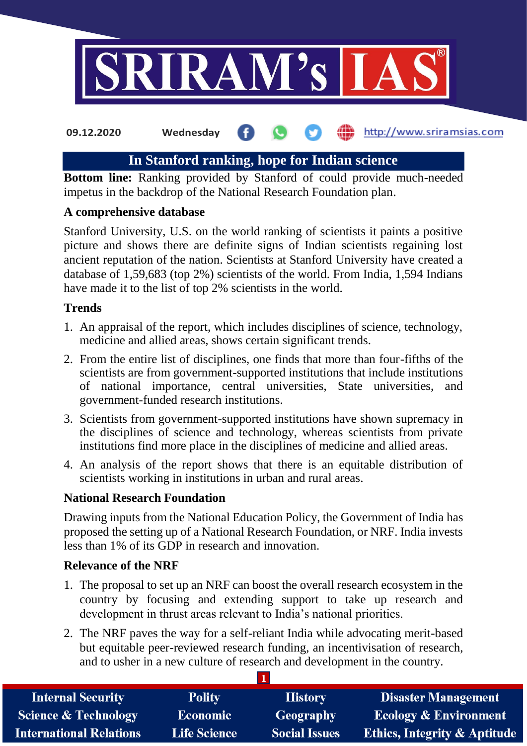09.12.2020 Wednesday http://www.sriramsias.com

# In Stanford ranking, hope for Indian science

**Bottom line:** Ranking provided by Stanford of could provide much-needed impetus in the backdrop of the National Research Foundation plan.

### A comprehensive database

Stanford University, U.S. on the world ranking of scientists it paints a positive picture and shows there are definite signs of Indian scientists regaining lost ancient reputation of the nation. Scientists at Stanford University have created a database of 1,59,683 (top 2%) scientists of the world. From India, 1,594 Indians have made it to the list of top 2% scientists in the world.

### Trends

1. An appraisal of the report, which includes disciplines of science, technology, medicine and allied areas, shows certain significant trends.
2. From the entire list of disciplines, one finds that more than four-fifths of the scientists are from government-supported institutions that include institutions of national importance, central universities, State universities, and government-funded research institutions.
3. Scientists from government-supported institutions have shown supremacy in the disciplines of science and technology, whereas scientists from private institutions find more place in the disciplines of medicine and allied areas.
4. An analysis of the report shows that there is an equitable distribution of scientists working in institutions in urban and rural areas.

### National Research Foundation

Drawing inputs from the National Education Policy, the Government of India has proposed the setting up of a National Research Foundation, or NRF. India invests less than 1% of its GDP in research and innovation.

### Relevance of the NRF

1. The proposal to set up an NRF can boost the overall research ecosystem in the country by focusing and extending support to take up research and development in thrust areas relevant to India's national priorities.
2. The NRF paves the way for a self-reliant India while advocating merit-based but equitable peer-reviewed research funding, an incentivisation of research, and to usher in a new culture of research and development in the country.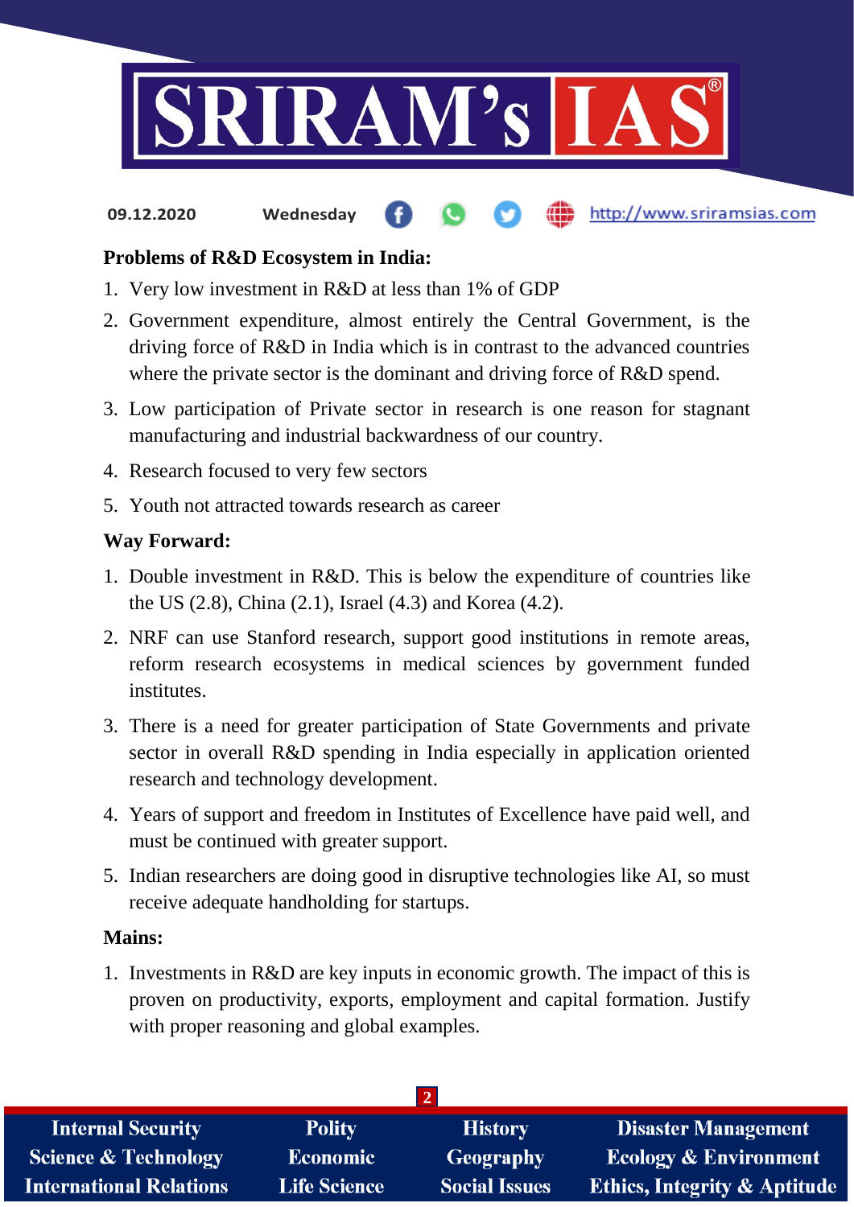**Problems of R&D Ecosystem in India:**

1. Very low investment in R&D at less than 1% of GDP
2. Government expenditure, almost entirely the Central Government, is the driving force of R&D in India which is in contrast to the advanced countries where the private sector is the dominant and driving force of R&D spend.
3. Low participation of Private sector in research is one reason for stagnant manufacturing and industrial backwardness of our country.
4. Research focused to very few sectors
5. Youth not attracted towards research as career

**Way Forward:**

1. Double investment in R&D. This is below the expenditure of countries like the US (2.8), China (2.1), Israel (4.3) and Korea (4.2).
2. NRF can use Stanford research, support good institutions in remote areas, reform research ecosystems in medical sciences by government funded institutes.
3. There is a need for greater participation of State Governments and private sector in overall R&D spending in India especially in application oriented research and technology development.
4. Years of support and freedom in Institutes of Excellence have paid well, and must be continued with greater support.
5. Indian researchers are doing good in disruptive technologies like AI, so must receive adequate handholding for startups.

**Mains:**

1. Investments in R&D are key inputs in economic growth. The impact of this is proven on productivity, exports, employment and capital formation. Justify with proper reasoning and global examples.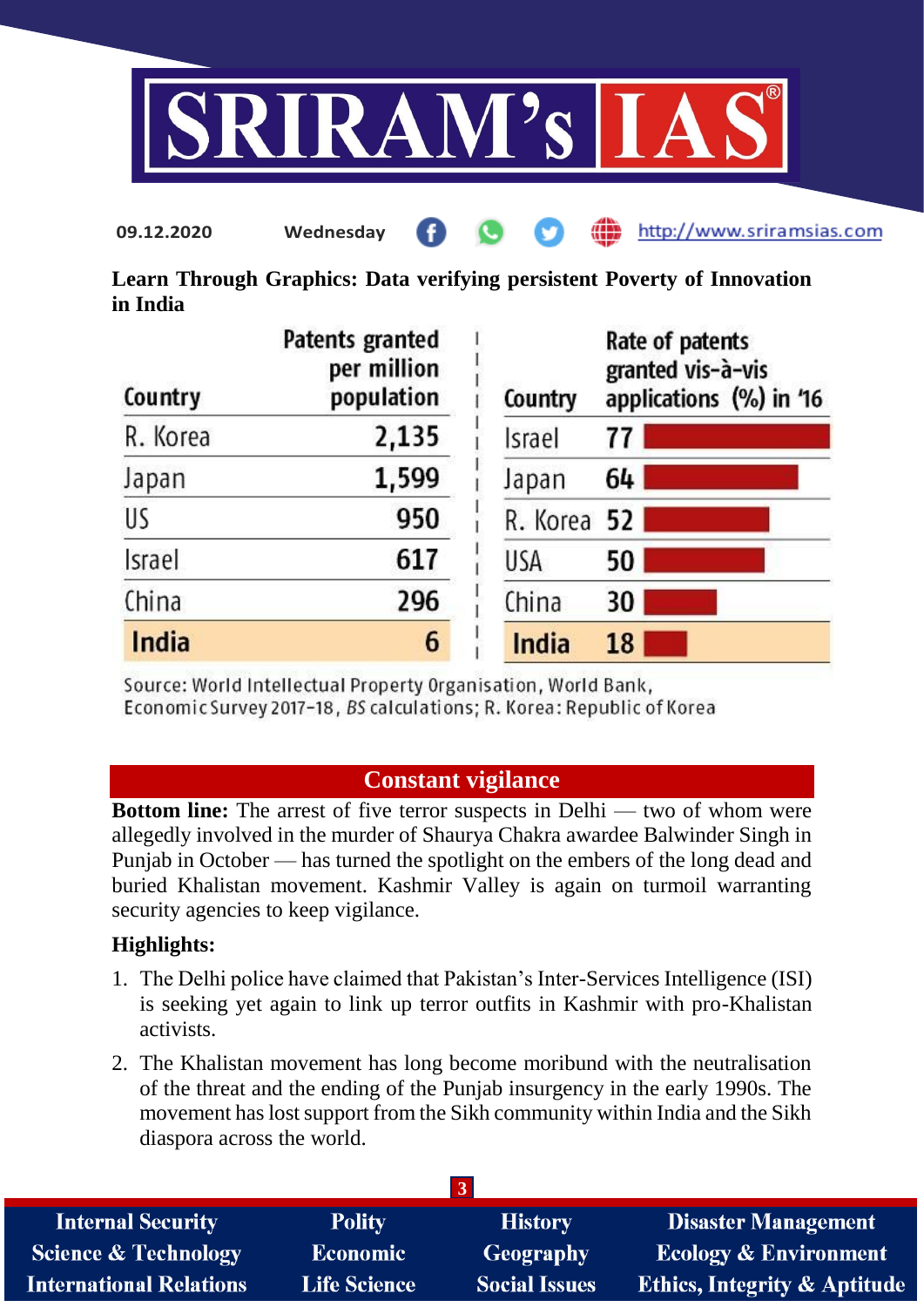**Learn Through Graphics: Data verifying persistent Poverty of Innovation in India**

| Country | Patents granted per million population |
|---|---|
| R. Korea | 2,135 |
| Japan | 1,599 |
| US | 950 |
| Israel | 617 |
| China | 296 |
| **India** | **6** |

| Country | Rate of patents granted vis-à-vis applications (%) in '16 |
|---|---|
| Israel | 77 |
| Japan | 64 |
| R. Korea | 52 |
| USA | 50 |
| China | 30 |
| **India** | **18** |

Source: World Intellectual Property Organisation, World Bank, Economic Survey 2017-18, *BS* calculations; R. Korea: Republic of Korea

## Constant vigilance

**Bottom line:** The arrest of five terror suspects in Delhi — two of whom were allegedly involved in the murder of Shaurya Chakra awardee Balwinder Singh in Punjab in October — has turned the spotlight on the embers of the long dead and buried Khalistan movement. Kashmir Valley is again on turmoil warranting security agencies to keep vigilance.

**Highlights:**

1. The Delhi police have claimed that Pakistan's Inter-Services Intelligence (ISI) is seeking yet again to link up terror outfits in Kashmir with pro-Khalistan activists.
2. The Khalistan movement has long become moribund with the neutralisation of the threat and the ending of the Punjab insurgency in the early 1990s. The movement has lost support from the Sikh community within India and the Sikh diaspora across the world.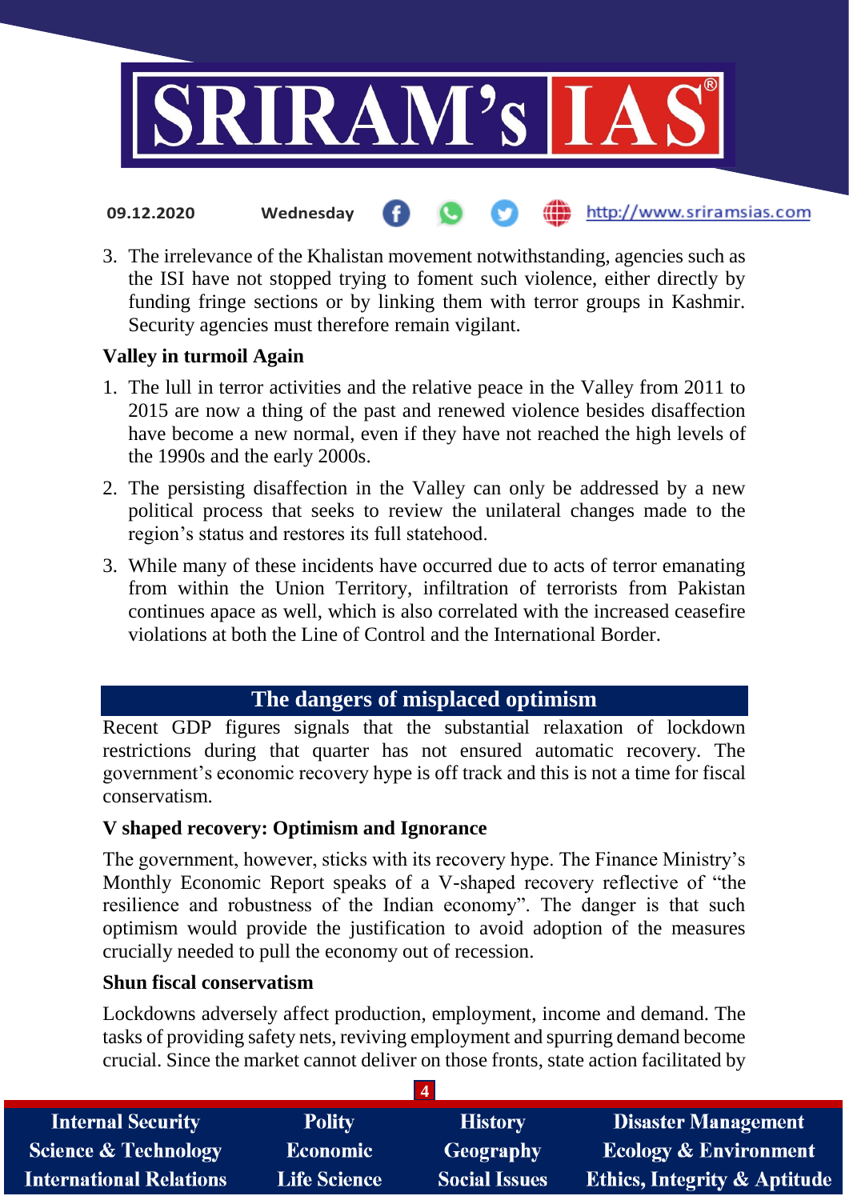3. The irrelevance of the Khalistan movement notwithstanding, agencies such as the ISI have not stopped trying to foment such violence, either directly by funding fringe sections or by linking them with terror groups in Kashmir. Security agencies must therefore remain vigilant.

**Valley in turmoil Again**

1. The lull in terror activities and the relative peace in the Valley from 2011 to 2015 are now a thing of the past and renewed violence besides disaffection have become a new normal, even if they have not reached the high levels of the 1990s and the early 2000s.
2. The persisting disaffection in the Valley can only be addressed by a new political process that seeks to review the unilateral changes made to the region's status and restores its full statehood.
3. While many of these incidents have occurred due to acts of terror emanating from within the Union Territory, infiltration of terrorists from Pakistan continues apace as well, which is also correlated with the increased ceasefire violations at both the Line of Control and the International Border.

## The dangers of misplaced optimism

Recent GDP figures signals that the substantial relaxation of lockdown restrictions during that quarter has not ensured automatic recovery. The government's economic recovery hype is off track and this is not a time for fiscal conservatism.

**V shaped recovery: Optimism and Ignorance**

The government, however, sticks with its recovery hype. The Finance Ministry's Monthly Economic Report speaks of a V-shaped recovery reflective of "the resilience and robustness of the Indian economy". The danger is that such optimism would provide the justification to avoid adoption of the measures crucially needed to pull the economy out of recession.

**Shun fiscal conservatism**

Lockdowns adversely affect production, employment, income and demand. The tasks of providing safety nets, reviving employment and spurring demand become crucial. Since the market cannot deliver on those fronts, state action facilitated by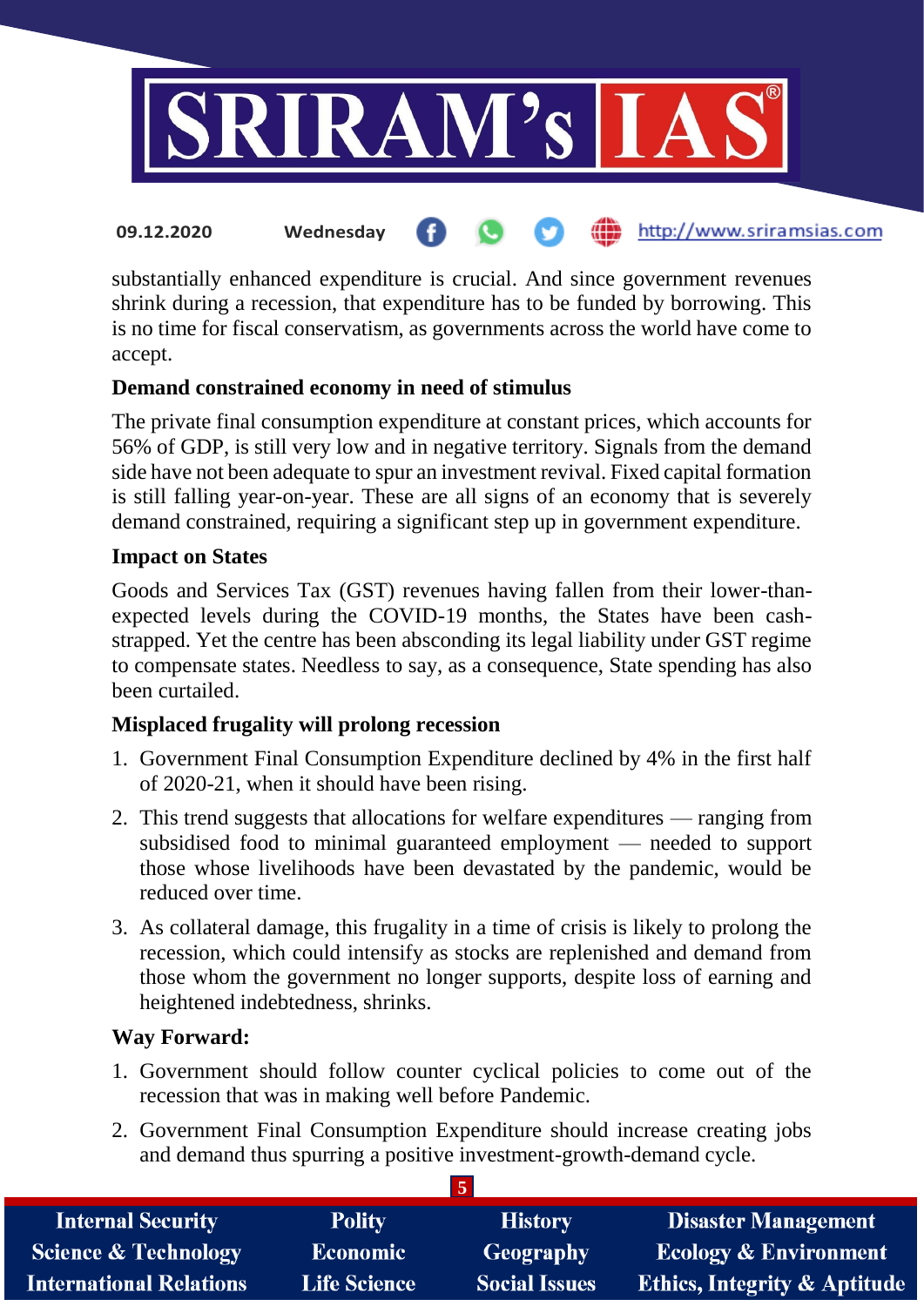substantially enhanced expenditure is crucial. And since government revenues shrink during a recession, that expenditure has to be funded by borrowing. This is no time for fiscal conservatism, as governments across the world have come to accept.

**Demand constrained economy in need of stimulus**

The private final consumption expenditure at constant prices, which accounts for 56% of GDP, is still very low and in negative territory. Signals from the demand side have not been adequate to spur an investment revival. Fixed capital formation is still falling year-on-year. These are all signs of an economy that is severely demand constrained, requiring a significant step up in government expenditure.

**Impact on States**

Goods and Services Tax (GST) revenues having fallen from their lower-than-expected levels during the COVID-19 months, the States have been cash-strapped. Yet the centre has been absconding its legal liability under GST regime to compensate states. Needless to say, as a consequence, State spending has also been curtailed.

**Misplaced frugality will prolong recession**

1. Government Final Consumption Expenditure declined by 4% in the first half of 2020-21, when it should have been rising.
2. This trend suggests that allocations for welfare expenditures — ranging from subsidised food to minimal guaranteed employment — needed to support those whose livelihoods have been devastated by the pandemic, would be reduced over time.
3. As collateral damage, this frugality in a time of crisis is likely to prolong the recession, which could intensify as stocks are replenished and demand from those whom the government no longer supports, despite loss of earning and heightened indebtedness, shrinks.

**Way Forward:**

1. Government should follow counter cyclical policies to come out of the recession that was in making well before Pandemic.
2. Government Final Consumption Expenditure should increase creating jobs and demand thus spurring a positive investment-growth-demand cycle.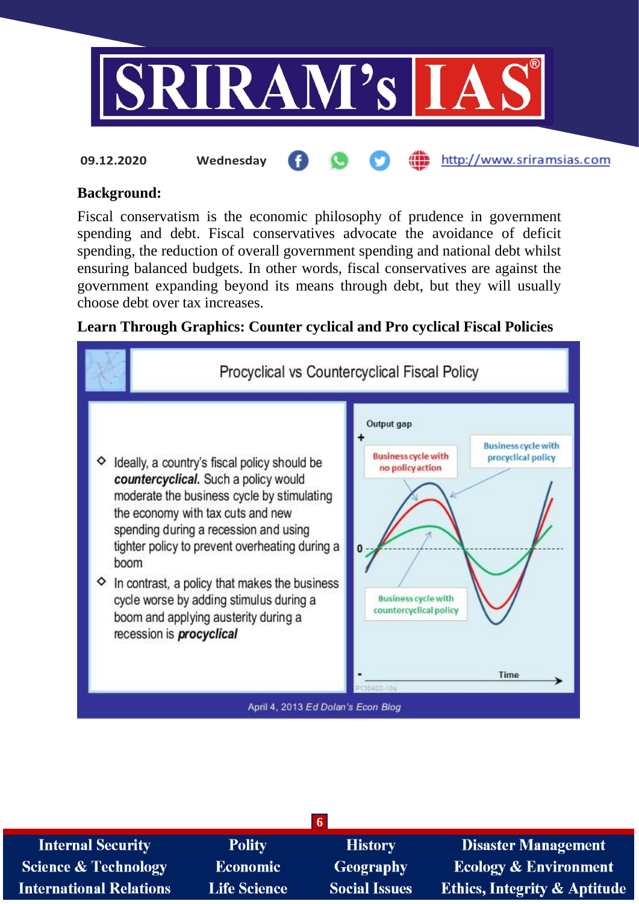## Background:

Fiscal conservatism is the economic philosophy of prudence in government spending and debt. Fiscal conservatives advocate the avoidance of deficit spending, the reduction of overall government spending and national debt whilst ensuring balanced budgets. In other words, fiscal conservatives are against the government expanding beyond its means through debt, but they will usually choose debt over tax increases.

## Learn Through Graphics: Counter cyclical and Pro cyclical Fiscal Policies

### Procyclical vs Countercyclical Fiscal Policy

- Ideally, a country's fiscal policy should be ***countercyclical***. Such a policy would moderate the business cycle by stimulating the economy with tax cuts and new spending during a recession and using tighter policy to prevent overheating during a boom
- In contrast, a policy that makes the business cycle worse by adding stimulus during a boom and applying austerity during a recession is ***procyclical***

Output gap (+ / 0 / -) vs Time: Business cycle with no policy action; Business cycle with procyclical policy; Business cycle with countercyclical policy

April 4, 2013 *Ed Dolan's Econ Blog*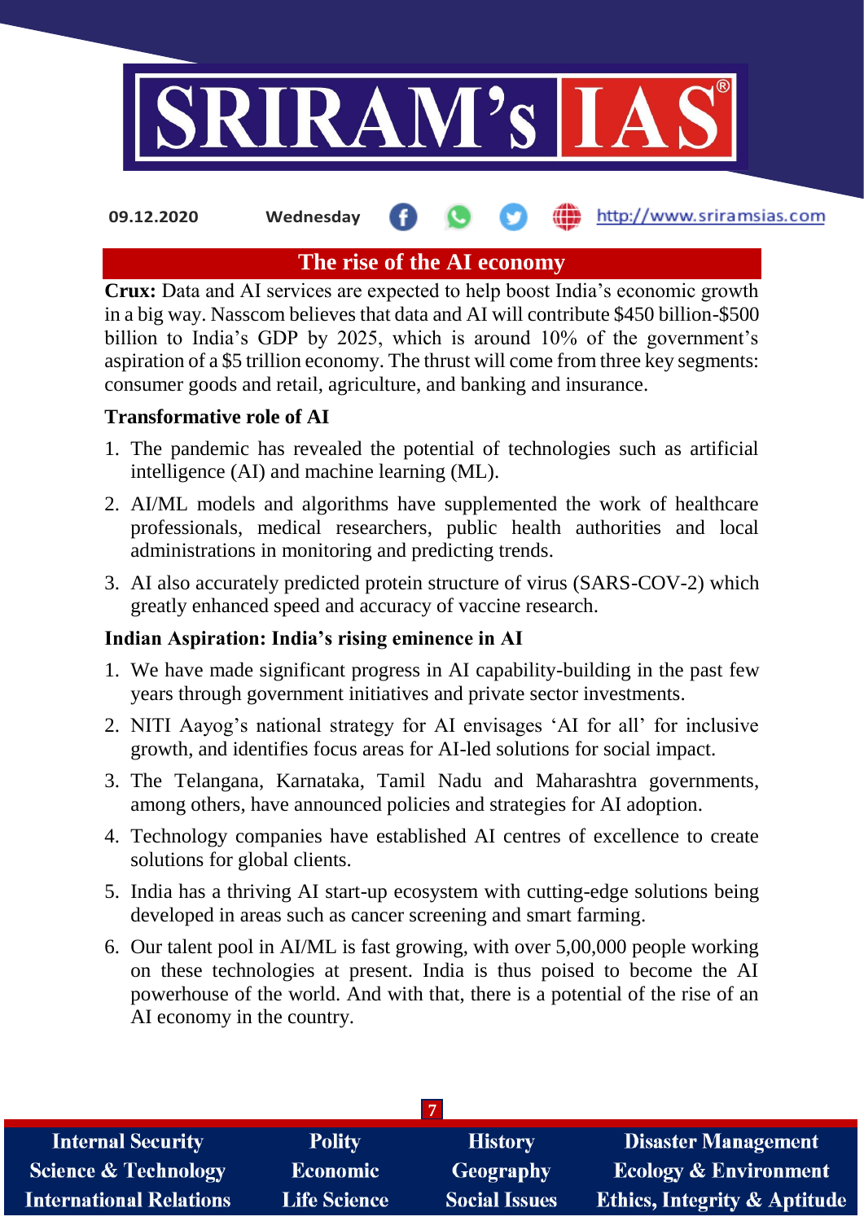# The rise of the AI economy

**Crux:** Data and AI services are expected to help boost India's economic growth in a big way. Nasscom believes that data and AI will contribute $450 billion-$500 billion to India's GDP by 2025, which is around 10% of the government's aspiration of a $5 trillion economy. The thrust will come from three key segments: consumer goods and retail, agriculture, and banking and insurance.

### Transformative role of AI

1. The pandemic has revealed the potential of technologies such as artificial intelligence (AI) and machine learning (ML).
2. AI/ML models and algorithms have supplemented the work of healthcare professionals, medical researchers, public health authorities and local administrations in monitoring and predicting trends.
3. AI also accurately predicted protein structure of virus (SARS-COV-2) which greatly enhanced speed and accuracy of vaccine research.

### Indian Aspiration: India's rising eminence in AI

1. We have made significant progress in AI capability-building in the past few years through government initiatives and private sector investments.
2. NITI Aayog's national strategy for AI envisages 'AI for all' for inclusive growth, and identifies focus areas for AI-led solutions for social impact.
3. The Telangana, Karnataka, Tamil Nadu and Maharashtra governments, among others, have announced policies and strategies for AI adoption.
4. Technology companies have established AI centres of excellence to create solutions for global clients.
5. India has a thriving AI start-up ecosystem with cutting-edge solutions being developed in areas such as cancer screening and smart farming.
6. Our talent pool in AI/ML is fast growing, with over 5,00,000 people working on these technologies at present. India is thus poised to become the AI powerhouse of the world. And with that, there is a potential of the rise of an AI economy in the country.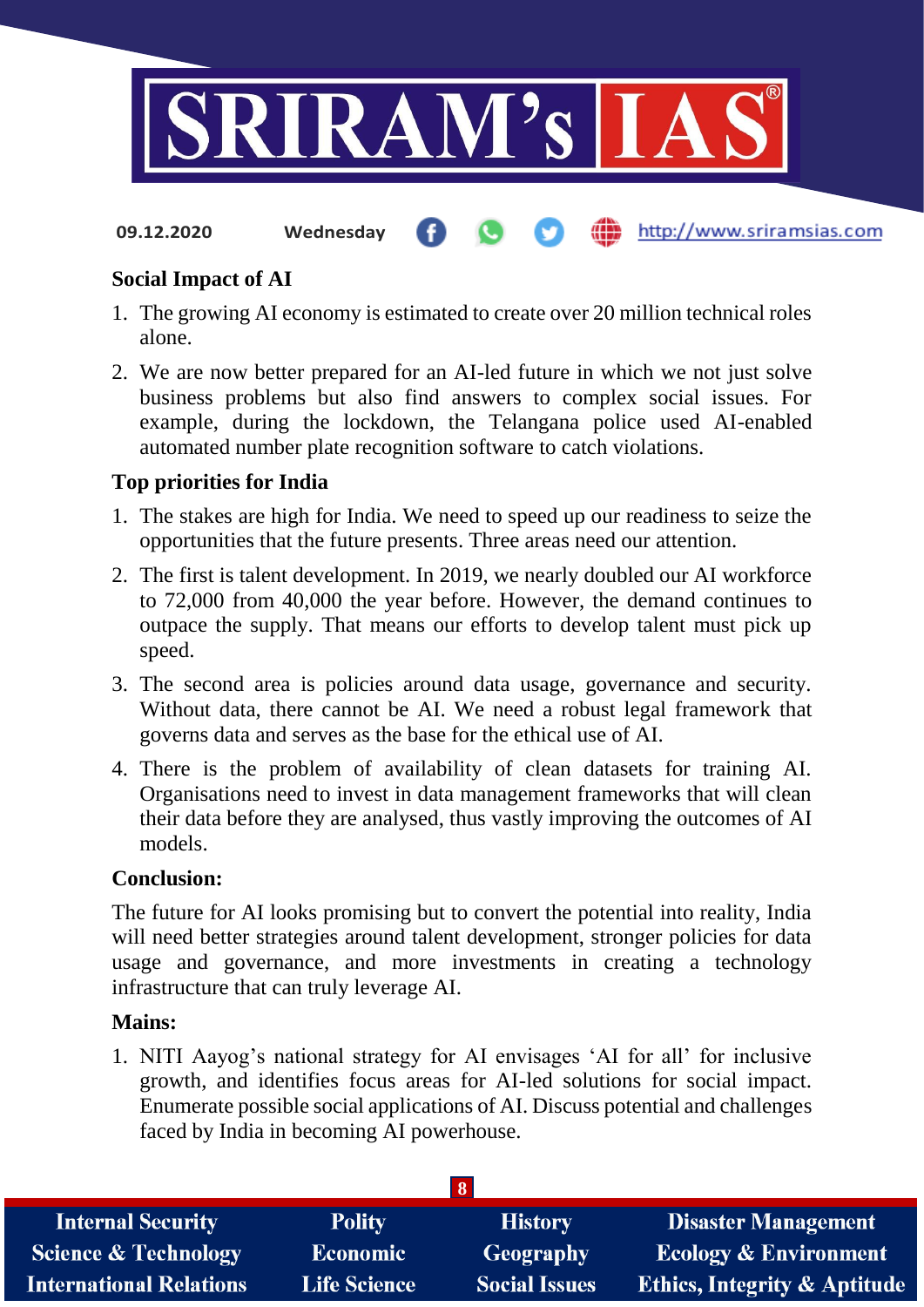## Social Impact of AI

1. The growing AI economy is estimated to create over 20 million technical roles alone.
2. We are now better prepared for an AI-led future in which we not just solve business problems but also find answers to complex social issues. For example, during the lockdown, the Telangana police used AI-enabled automated number plate recognition software to catch violations.

## Top priorities for India

1. The stakes are high for India. We need to speed up our readiness to seize the opportunities that the future presents. Three areas need our attention.
2. The first is talent development. In 2019, we nearly doubled our AI workforce to 72,000 from 40,000 the year before. However, the demand continues to outpace the supply. That means our efforts to develop talent must pick up speed.
3. The second area is policies around data usage, governance and security. Without data, there cannot be AI. We need a robust legal framework that governs data and serves as the base for the ethical use of AI.
4. There is the problem of availability of clean datasets for training AI. Organisations need to invest in data management frameworks that will clean their data before they are analysed, thus vastly improving the outcomes of AI models.

## Conclusion:

The future for AI looks promising but to convert the potential into reality, India will need better strategies around talent development, stronger policies for data usage and governance, and more investments in creating a technology infrastructure that can truly leverage AI.

## Mains:

1. NITI Aayog's national strategy for AI envisages 'AI for all' for inclusive growth, and identifies focus areas for AI-led solutions for social impact. Enumerate possible social applications of AI. Discuss potential and challenges faced by India in becoming AI powerhouse.